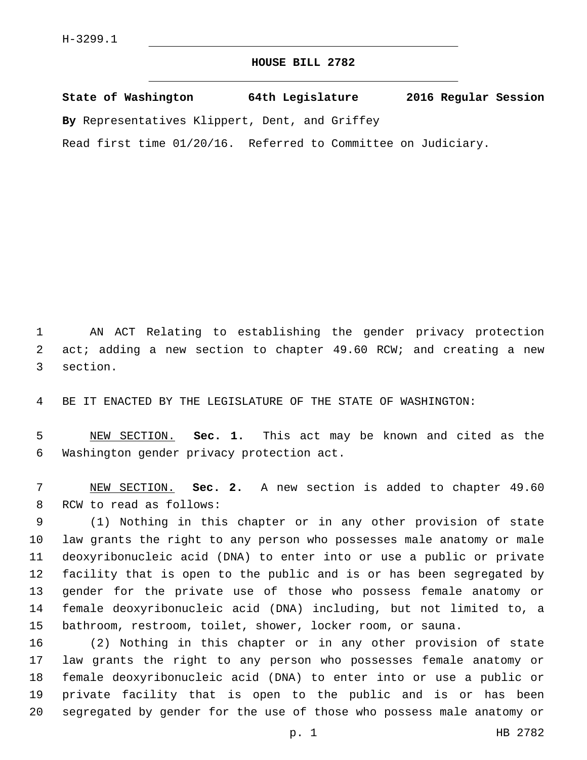H-3299.1

# HOUSE BILL 2782

**State of Washington 64th Legislature 2016 Regular Session**

**By** Representatives Klippert, Dent, and Griffey

Read first time 01/20/16. Referred to Committee on Judiciary.

AN ACT Relating to establishing the gender privacy protection act; adding a new section to chapter 49.60 RCW; and creating a new section.

BE IT ENACTED BY THE LEGISLATURE OF THE STATE OF WASHINGTON:

NEW SECTION. **Sec. 1.** This act may be known and cited as the Washington gender privacy protection act.

NEW SECTION. **Sec. 2.** A new section is added to chapter 49.60 RCW to read as follows:

(1) Nothing in this chapter or in any other provision of state law grants the right to any person who possesses male anatomy or male deoxyribonucleic acid (DNA) to enter into or use a public or private facility that is open to the public and is or has been segregated by gender for the private use of those who possess female anatomy or female deoxyribonucleic acid (DNA) including, but not limited to, a bathroom, restroom, toilet, shower, locker room, or sauna.

(2) Nothing in this chapter or in any other provision of state law grants the right to any person who possesses female anatomy or female deoxyribonucleic acid (DNA) to enter into or use a public or private facility that is open to the public and is or has been segregated by gender for the use of those who possess male anatomy or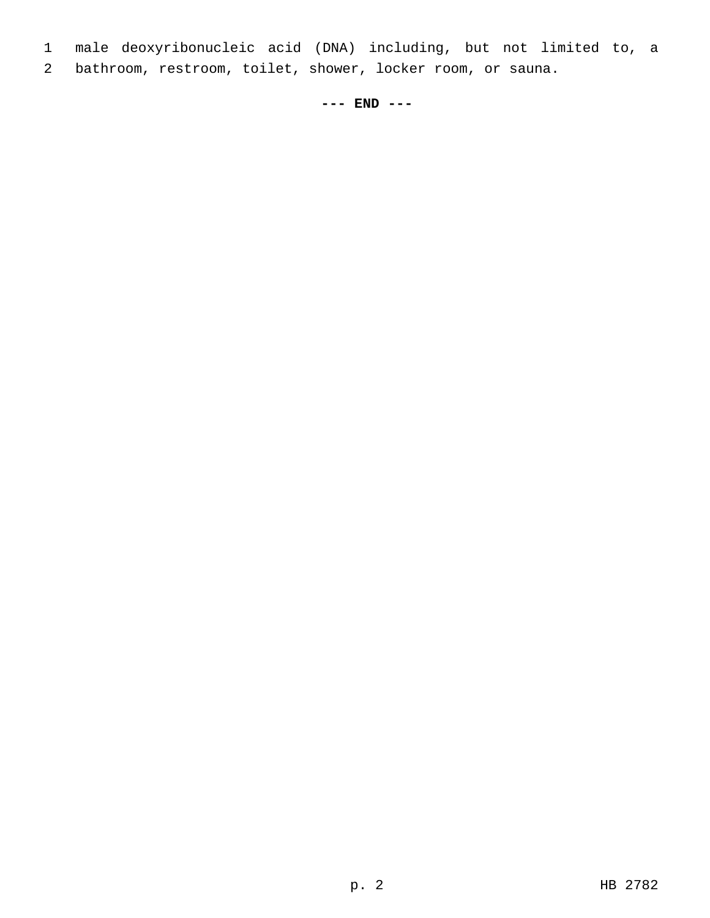male deoxyribonucleic acid (DNA) including, but not limited to, a bathroom, restroom, toilet, shower, locker room, or sauna.

**--- END ---**